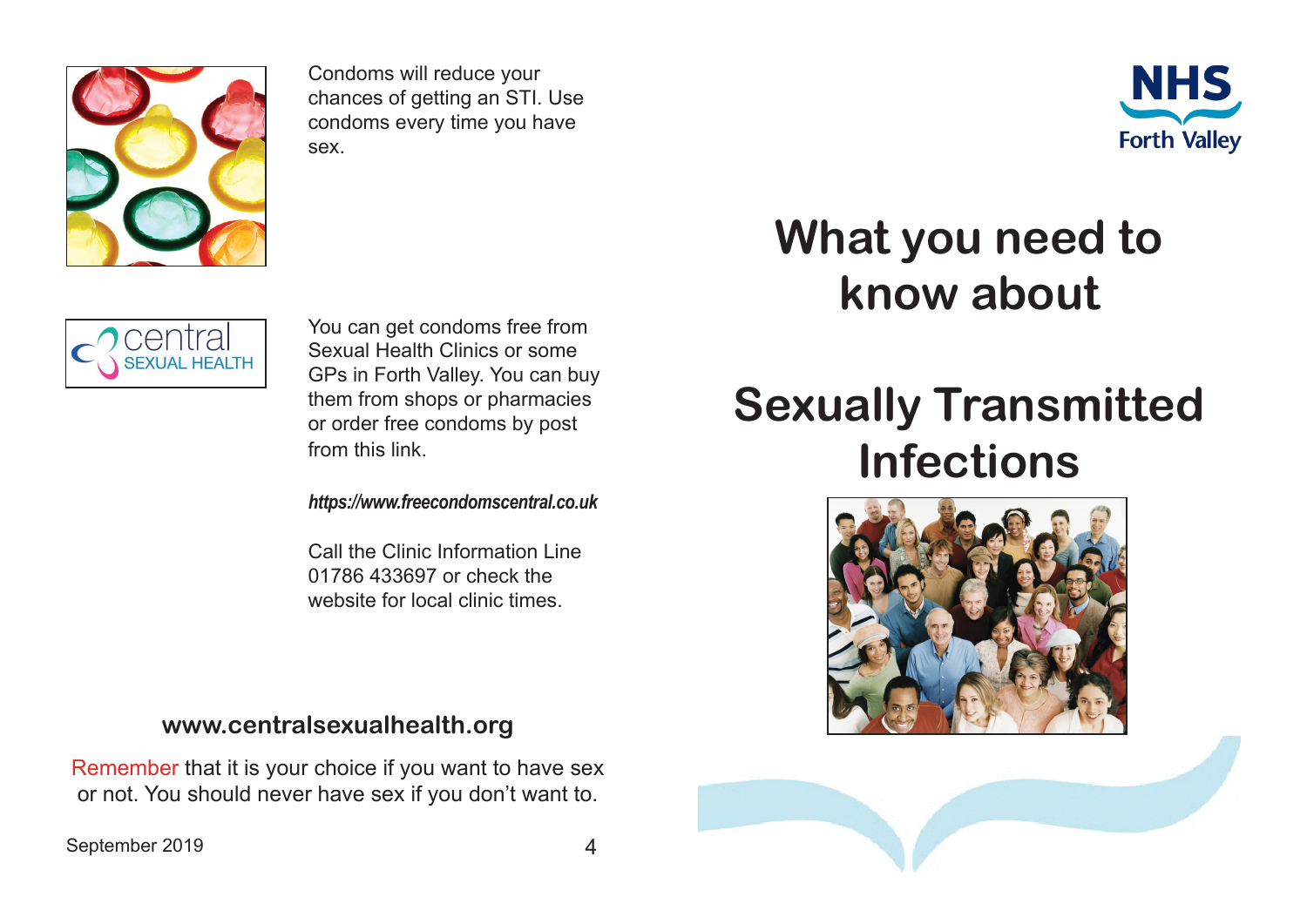Condoms will reduce your chances of getting an STI. Use condoms every time you have sex.

central SEXUAL HEALTH

You can get condoms free from Sexual Health Clinics or some GPs in Forth Valley. You can buy them from shops or pharmacies or order free condoms by post from this link.

***https://www.freecondomscentral.co.uk***

Call the Clinic Information Line 01786 433697 or check the website for local clinic times.

**www.centralsexualhealth.org**

Remember that it is your choice if you want to have sex or not. You should never have sex if you don't want to.

September 2019

NHS Forth Valley

# What you need to know about

# Sexually Transmitted Infections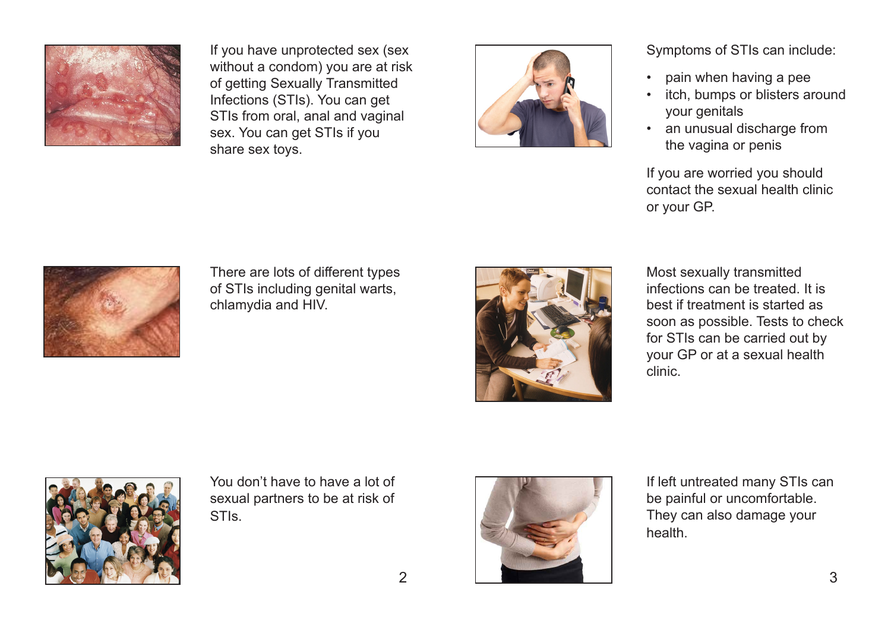If you have unprotected sex (sex without a condom) you are at risk of getting Sexually Transmitted Infections (STIs). You can get STIs from oral, anal and vaginal sex. You can get STIs if you share sex toys.

There are lots of different types of STIs including genital warts, chlamydia and HIV.

You don't have to have a lot of sexual partners to be at risk of STIs.

Symptoms of STIs can include:

- pain when having a pee
- itch, bumps or blisters around your genitals
- an unusual discharge from the vagina or penis

If you are worried you should contact the sexual health clinic or your GP.

Most sexually transmitted infections can be treated. It is best if treatment is started as soon as possible. Tests to check for STIs can be carried out by your GP or at a sexual health clinic.

If left untreated many STIs can be painful or uncomfortable. They can also damage your health.